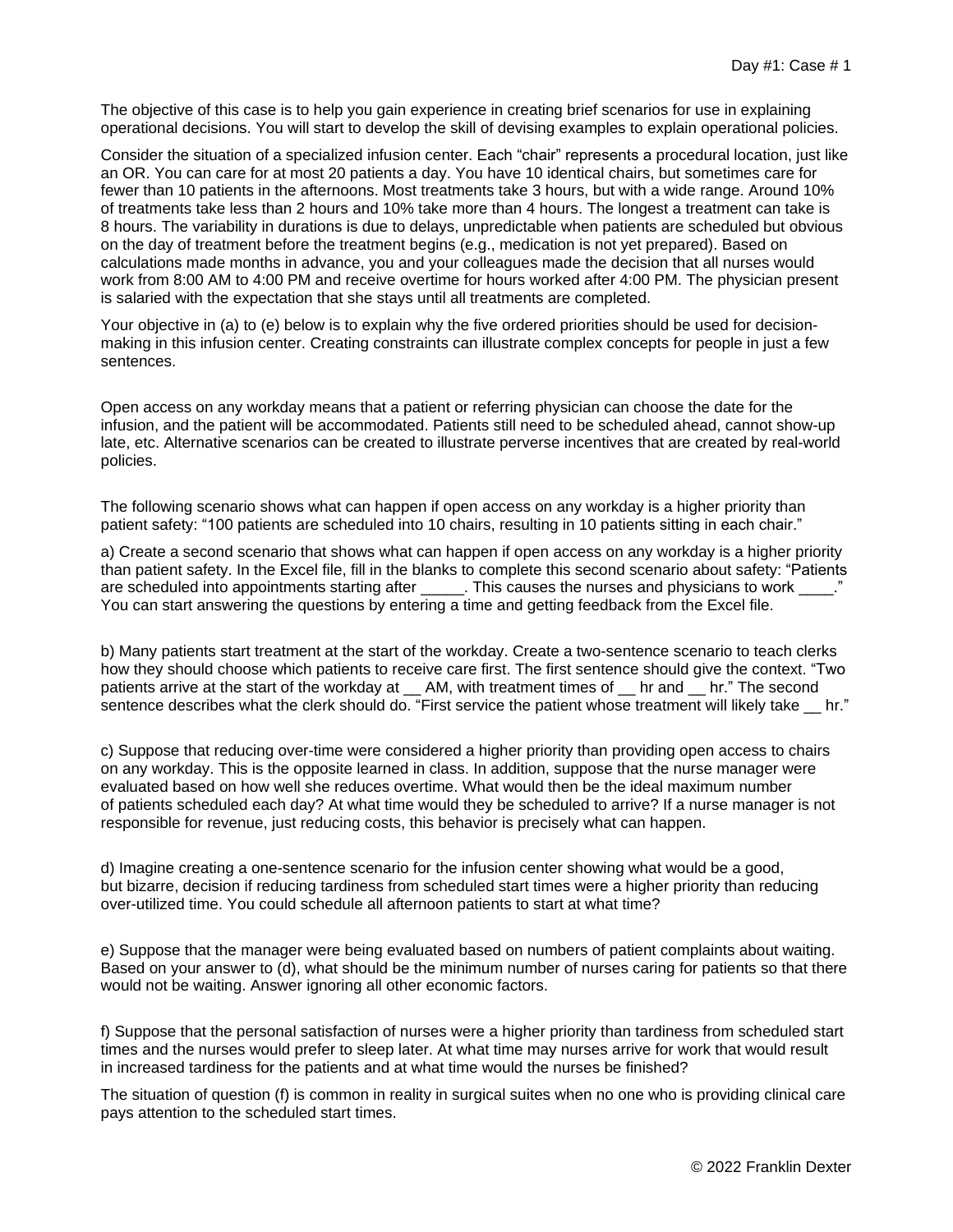Day #1: Case # 1

The objective of this case is to help you gain experience in creating brief scenarios for use in explaining operational decisions. You will start to develop the skill of devising examples to explain operational policies.

Consider the situation of a specialized infusion center. Each "chair" represents a procedural location, just like an OR. You can care for at most 20 patients a day. You have 10 identical chairs, but sometimes care for fewer than 10 patients in the afternoons. Most treatments take 3 hours, but with a wide range. Around 10% of treatments take less than 2 hours and 10% take more than 4 hours. The longest a treatment can take is 8 hours. The variability in durations is due to delays, unpredictable when patients are scheduled but obvious on the day of treatment before the treatment begins (e.g., medication is not yet prepared). Based on calculations made months in advance, you and your colleagues made the decision that all nurses would work from 8:00 AM to 4:00 PM and receive overtime for hours worked after 4:00 PM. The physician present is salaried with the expectation that she stays until all treatments are completed.

Your objective in (a) to (e) below is to explain why the five ordered priorities should be used for decision-making in this infusion center. Creating constraints can illustrate complex concepts for people in just a few sentences.

Open access on any workday means that a patient or referring physician can choose the date for the infusion, and the patient will be accommodated. Patients still need to be scheduled ahead, cannot show-up late, etc. Alternative scenarios can be created to illustrate perverse incentives that are created by real-world policies.

The following scenario shows what can happen if open access on any workday is a higher priority than patient safety: "100 patients are scheduled into 10 chairs, resulting in 10 patients sitting in each chair."

a) Create a second scenario that shows what can happen if open access on any workday is a higher priority than patient safety. In the Excel file, fill in the blanks to complete this second scenario about safety: "Patients are scheduled into appointments starting after _____. This causes the nurses and physicians to work ____." You can start answering the questions by entering a time and getting feedback from the Excel file.

b) Many patients start treatment at the start of the workday. Create a two-sentence scenario to teach clerks how they should choose which patients to receive care first. The first sentence should give the context. "Two patients arrive at the start of the workday at __ AM, with treatment times of __ hr and __ hr." The second sentence describes what the clerk should do. "First service the patient whose treatment will likely take __ hr."

c) Suppose that reducing over-time were considered a higher priority than providing open access to chairs on any workday. This is the opposite learned in class. In addition, suppose that the nurse manager were evaluated based on how well she reduces overtime. What would then be the ideal maximum number of patients scheduled each day? At what time would they be scheduled to arrive? If a nurse manager is not responsible for revenue, just reducing costs, this behavior is precisely what can happen.

d) Imagine creating a one-sentence scenario for the infusion center showing what would be a good, but bizarre, decision if reducing tardiness from scheduled start times were a higher priority than reducing over-utilized time. You could schedule all afternoon patients to start at what time?

e) Suppose that the manager were being evaluated based on numbers of patient complaints about waiting. Based on your answer to (d), what should be the minimum number of nurses caring for patients so that there would not be waiting. Answer ignoring all other economic factors.

f) Suppose that the personal satisfaction of nurses were a higher priority than tardiness from scheduled start times and the nurses would prefer to sleep later. At what time may nurses arrive for work that would result in increased tardiness for the patients and at what time would the nurses be finished?

The situation of question (f) is common in reality in surgical suites when no one who is providing clinical care pays attention to the scheduled start times.

© 2022 Franklin Dexter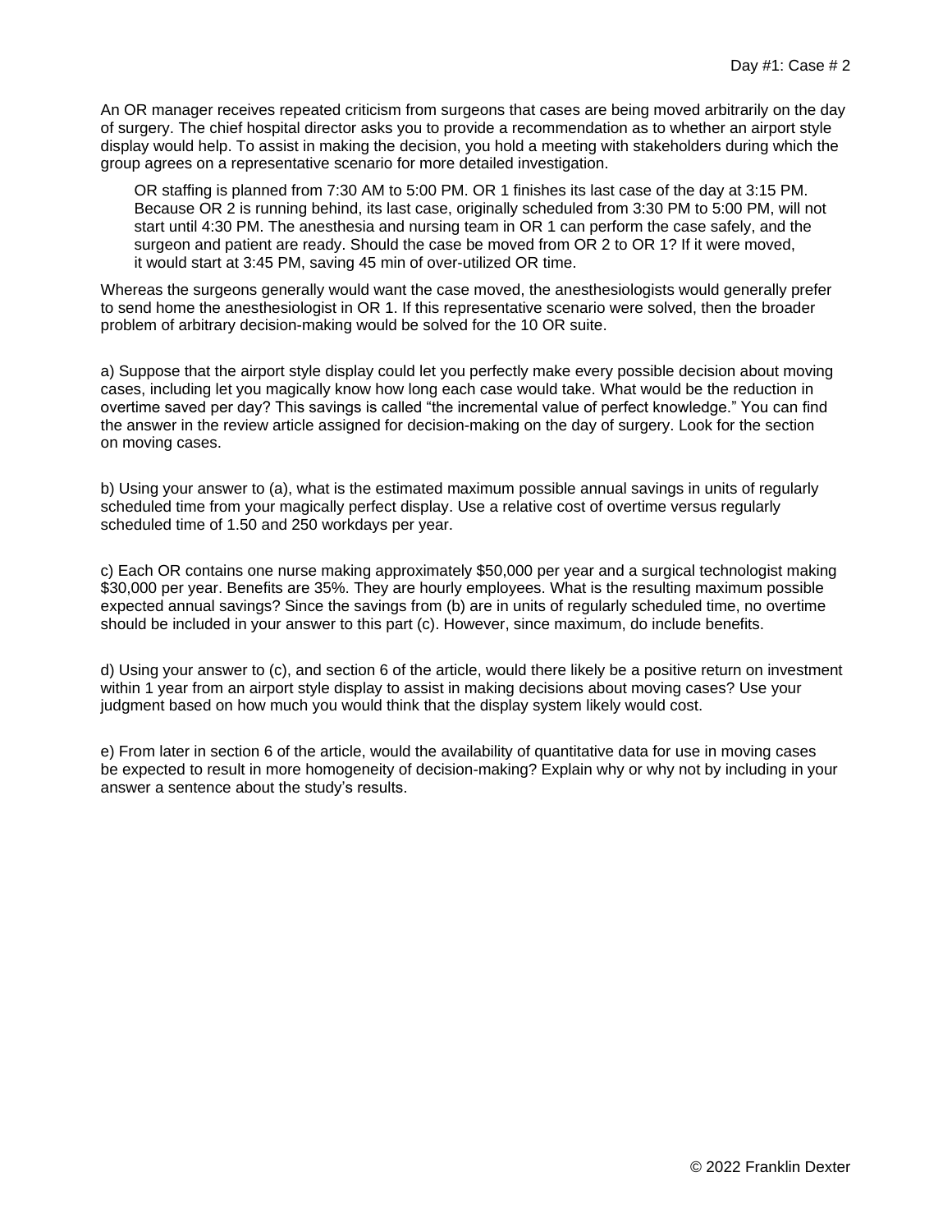An OR manager receives repeated criticism from surgeons that cases are being moved arbitrarily on the day of surgery. The chief hospital director asks you to provide a recommendation as to whether an airport style display would help. To assist in making the decision, you hold a meeting with stakeholders during which the group agrees on a representative scenario for more detailed investigation.

> OR staffing is planned from 7:30 AM to 5:00 PM. OR 1 finishes its last case of the day at 3:15 PM. Because OR 2 is running behind, its last case, originally scheduled from 3:30 PM to 5:00 PM, will not start until 4:30 PM. The anesthesia and nursing team in OR 1 can perform the case safely, and the surgeon and patient are ready. Should the case be moved from OR 2 to OR 1? If it were moved, it would start at 3:45 PM, saving 45 min of over-utilized OR time.

Whereas the surgeons generally would want the case moved, the anesthesiologists would generally prefer to send home the anesthesiologist in OR 1. If this representative scenario were solved, then the broader problem of arbitrary decision-making would be solved for the 10 OR suite.

a) Suppose that the airport style display could let you perfectly make every possible decision about moving cases, including let you magically know how long each case would take. What would be the reduction in overtime saved per day? This savings is called "the incremental value of perfect knowledge." You can find the answer in the review article assigned for decision-making on the day of surgery. Look for the section on moving cases.

b) Using your answer to (a), what is the estimated maximum possible annual savings in units of regularly scheduled time from your magically perfect display. Use a relative cost of overtime versus regularly scheduled time of 1.50 and 250 workdays per year.

c) Each OR contains one nurse making approximately $50,000 per year and a surgical technologist making $30,000 per year. Benefits are 35%. They are hourly employees. What is the resulting maximum possible expected annual savings? Since the savings from (b) are in units of regularly scheduled time, no overtime should be included in your answer to this part (c). However, since maximum, do include benefits.

d) Using your answer to (c), and section 6 of the article, would there likely be a positive return on investment within 1 year from an airport style display to assist in making decisions about moving cases? Use your judgment based on how much you would think that the display system likely would cost.

e) From later in section 6 of the article, would the availability of quantitative data for use in moving cases be expected to result in more homogeneity of decision-making? Explain why or why not by including in your answer a sentence about the study's results.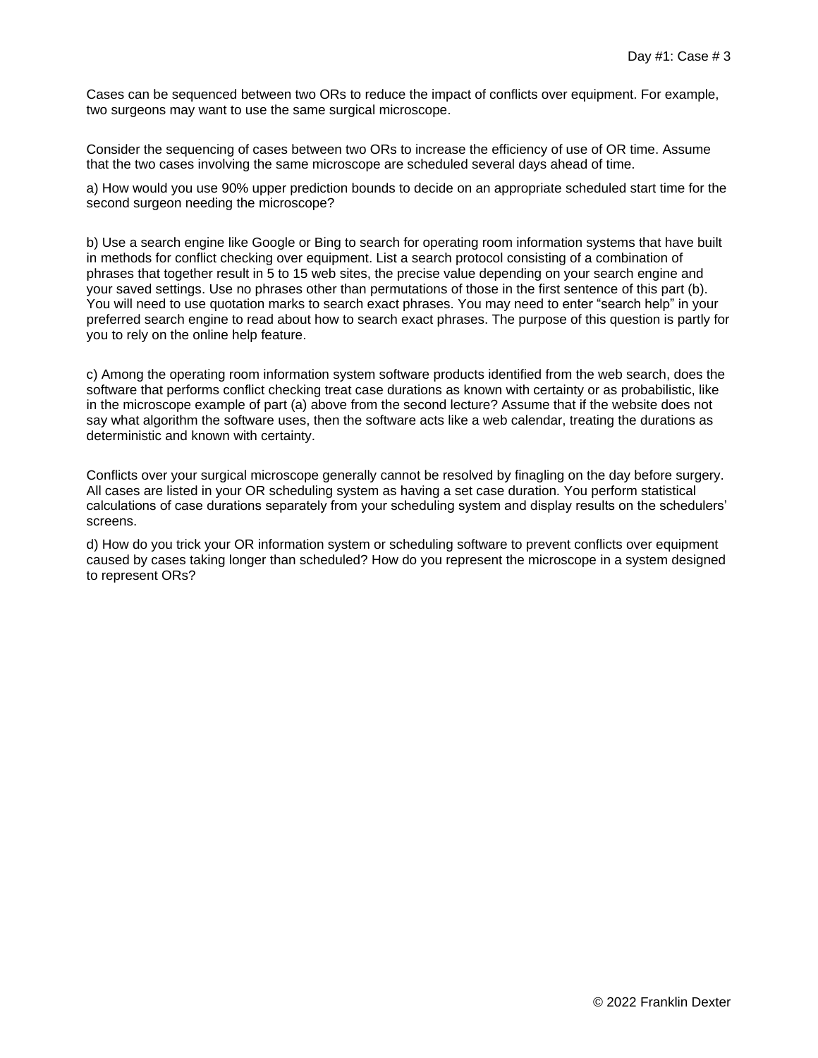Day #1: Case # 3

Cases can be sequenced between two ORs to reduce the impact of conflicts over equipment. For example, two surgeons may want to use the same surgical microscope.

Consider the sequencing of cases between two ORs to increase the efficiency of use of OR time. Assume that the two cases involving the same microscope are scheduled several days ahead of time.

a) How would you use 90% upper prediction bounds to decide on an appropriate scheduled start time for the second surgeon needing the microscope?

b) Use a search engine like Google or Bing to search for operating room information systems that have built in methods for conflict checking over equipment. List a search protocol consisting of a combination of phrases that together result in 5 to 15 web sites, the precise value depending on your search engine and your saved settings. Use no phrases other than permutations of those in the first sentence of this part (b). You will need to use quotation marks to search exact phrases. You may need to enter "search help" in your preferred search engine to read about how to search exact phrases. The purpose of this question is partly for you to rely on the online help feature.

c) Among the operating room information system software products identified from the web search, does the software that performs conflict checking treat case durations as known with certainty or as probabilistic, like in the microscope example of part (a) above from the second lecture? Assume that if the website does not say what algorithm the software uses, then the software acts like a web calendar, treating the durations as deterministic and known with certainty.

Conflicts over your surgical microscope generally cannot be resolved by finagling on the day before surgery. All cases are listed in your OR scheduling system as having a set case duration. You perform statistical calculations of case durations separately from your scheduling system and display results on the schedulers' screens.

d) How do you trick your OR information system or scheduling software to prevent conflicts over equipment caused by cases taking longer than scheduled? How do you represent the microscope in a system designed to represent ORs?

© 2022 Franklin Dexter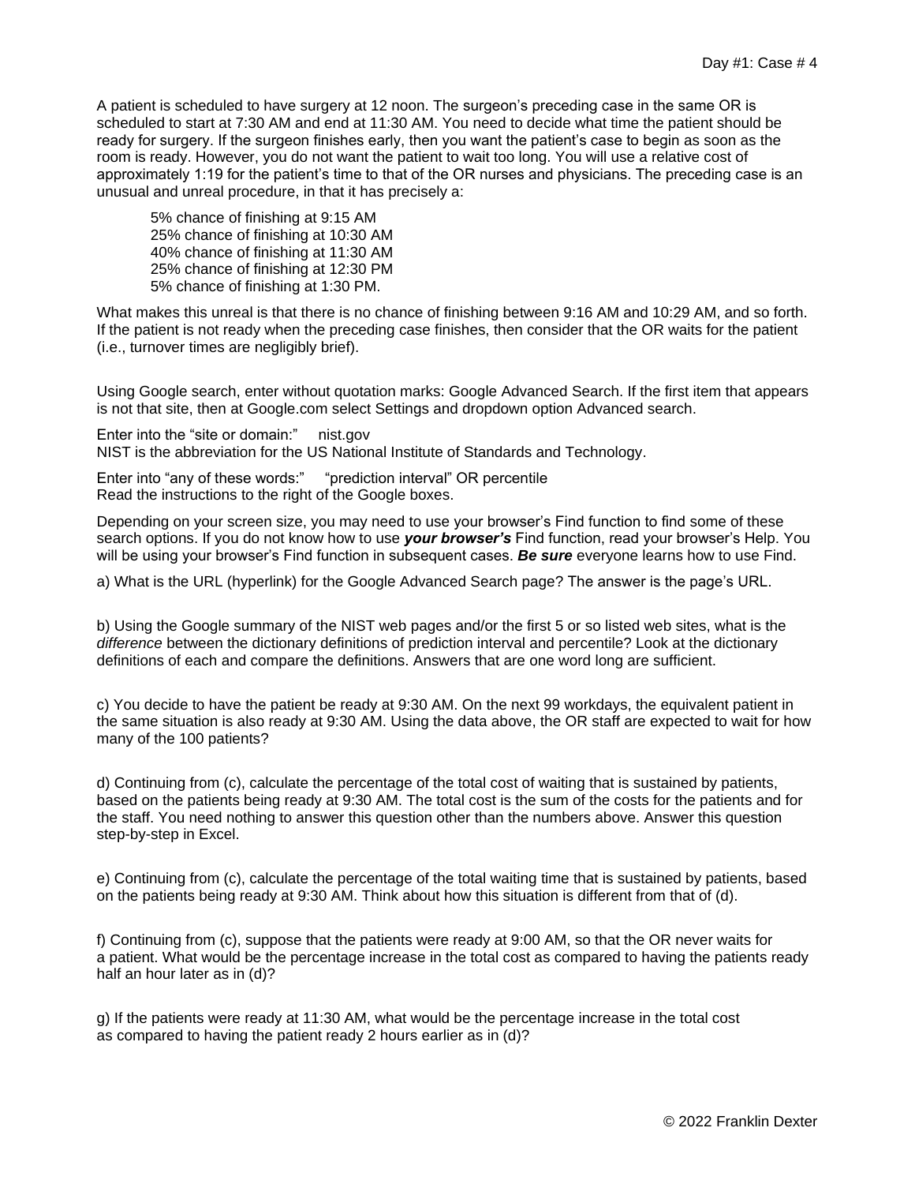A patient is scheduled to have surgery at 12 noon. The surgeon's preceding case in the same OR is scheduled to start at 7:30 AM and end at 11:30 AM. You need to decide what time the patient should be ready for surgery. If the surgeon finishes early, then you want the patient's case to begin as soon as the room is ready. However, you do not want the patient to wait too long. You will use a relative cost of approximately 1:19 for the patient's time to that of the OR nurses and physicians. The preceding case is an unusual and unreal procedure, in that it has precisely a:

> 5% chance of finishing at 9:15 AM
> 25% chance of finishing at 10:30 AM
> 40% chance of finishing at 11:30 AM
> 25% chance of finishing at 12:30 PM
> 5% chance of finishing at 1:30 PM.

What makes this unreal is that there is no chance of finishing between 9:16 AM and 10:29 AM, and so forth. If the patient is not ready when the preceding case finishes, then consider that the OR waits for the patient (i.e., turnover times are negligibly brief).

Using Google search, enter without quotation marks: Google Advanced Search. If the first item that appears is not that site, then at Google.com select Settings and dropdown option Advanced search.

Enter into the "site or domain:" nist.gov
NIST is the abbreviation for the US National Institute of Standards and Technology.

Enter into "any of these words:" "prediction interval" OR percentile
Read the instructions to the right of the Google boxes.

Depending on your screen size, you may need to use your browser's Find function to find some of these search options. If you do not know how to use ***your browser's*** Find function, read your browser's Help. You will be using your browser's Find function in subsequent cases. ***Be sure*** everyone learns how to use Find.

a) What is the URL (hyperlink) for the Google Advanced Search page? The answer is the page's URL.

b) Using the Google summary of the NIST web pages and/or the first 5 or so listed web sites, what is the *difference* between the dictionary definitions of prediction interval and percentile? Look at the dictionary definitions of each and compare the definitions. Answers that are one word long are sufficient.

c) You decide to have the patient be ready at 9:30 AM. On the next 99 workdays, the equivalent patient in the same situation is also ready at 9:30 AM. Using the data above, the OR staff are expected to wait for how many of the 100 patients?

d) Continuing from (c), calculate the percentage of the total cost of waiting that is sustained by patients, based on the patients being ready at 9:30 AM. The total cost is the sum of the costs for the patients and for the staff. You need nothing to answer this question other than the numbers above. Answer this question step-by-step in Excel.

e) Continuing from (c), calculate the percentage of the total waiting time that is sustained by patients, based on the patients being ready at 9:30 AM. Think about how this situation is different from that of (d).

f) Continuing from (c), suppose that the patients were ready at 9:00 AM, so that the OR never waits for a patient. What would be the percentage increase in the total cost as compared to having the patients ready half an hour later as in (d)?

g) If the patients were ready at 11:30 AM, what would be the percentage increase in the total cost as compared to having the patient ready 2 hours earlier as in (d)?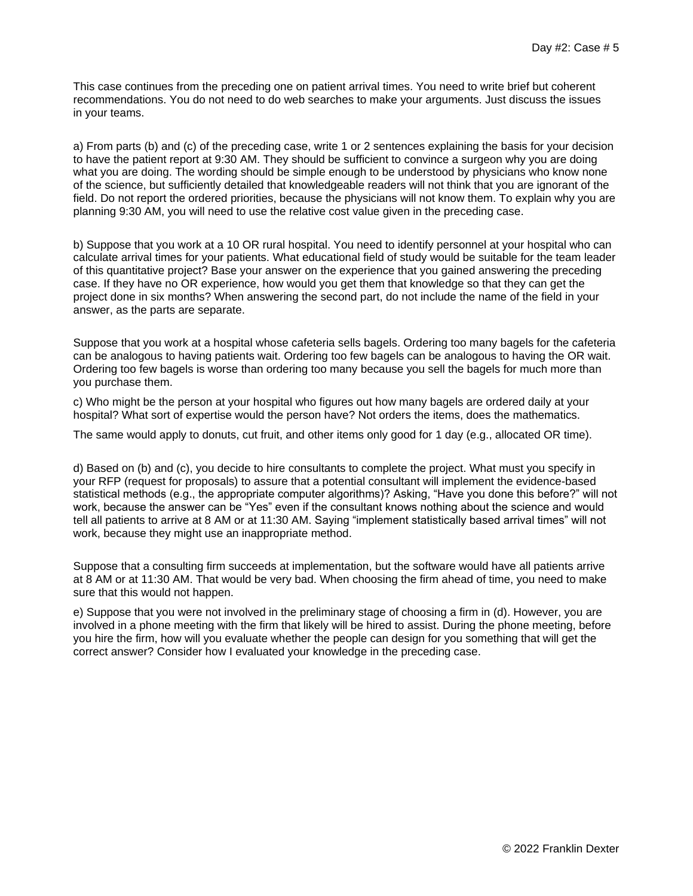Day #2: Case # 5

This case continues from the preceding one on patient arrival times. You need to write brief but coherent recommendations. You do not need to do web searches to make your arguments. Just discuss the issues in your teams.

a) From parts (b) and (c) of the preceding case, write 1 or 2 sentences explaining the basis for your decision to have the patient report at 9:30 AM. They should be sufficient to convince a surgeon why you are doing what you are doing. The wording should be simple enough to be understood by physicians who know none of the science, but sufficiently detailed that knowledgeable readers will not think that you are ignorant of the field. Do not report the ordered priorities, because the physicians will not know them. To explain why you are planning 9:30 AM, you will need to use the relative cost value given in the preceding case.

b) Suppose that you work at a 10 OR rural hospital. You need to identify personnel at your hospital who can calculate arrival times for your patients. What educational field of study would be suitable for the team leader of this quantitative project? Base your answer on the experience that you gained answering the preceding case. If they have no OR experience, how would you get them that knowledge so that they can get the project done in six months? When answering the second part, do not include the name of the field in your answer, as the parts are separate.

Suppose that you work at a hospital whose cafeteria sells bagels. Ordering too many bagels for the cafeteria can be analogous to having patients wait. Ordering too few bagels can be analogous to having the OR wait. Ordering too few bagels is worse than ordering too many because you sell the bagels for much more than you purchase them.

c) Who might be the person at your hospital who figures out how many bagels are ordered daily at your hospital? What sort of expertise would the person have? Not orders the items, does the mathematics.

The same would apply to donuts, cut fruit, and other items only good for 1 day (e.g., allocated OR time).

d) Based on (b) and (c), you decide to hire consultants to complete the project. What must you specify in your RFP (request for proposals) to assure that a potential consultant will implement the evidence-based statistical methods (e.g., the appropriate computer algorithms)? Asking, "Have you done this before?" will not work, because the answer can be "Yes" even if the consultant knows nothing about the science and would tell all patients to arrive at 8 AM or at 11:30 AM. Saying "implement statistically based arrival times" will not work, because they might use an inappropriate method.

Suppose that a consulting firm succeeds at implementation, but the software would have all patients arrive at 8 AM or at 11:30 AM. That would be very bad. When choosing the firm ahead of time, you need to make sure that this would not happen.

e) Suppose that you were not involved in the preliminary stage of choosing a firm in (d). However, you are involved in a phone meeting with the firm that likely will be hired to assist. During the phone meeting, before you hire the firm, how will you evaluate whether the people can design for you something that will get the correct answer? Consider how I evaluated your knowledge in the preceding case.

© 2022 Franklin Dexter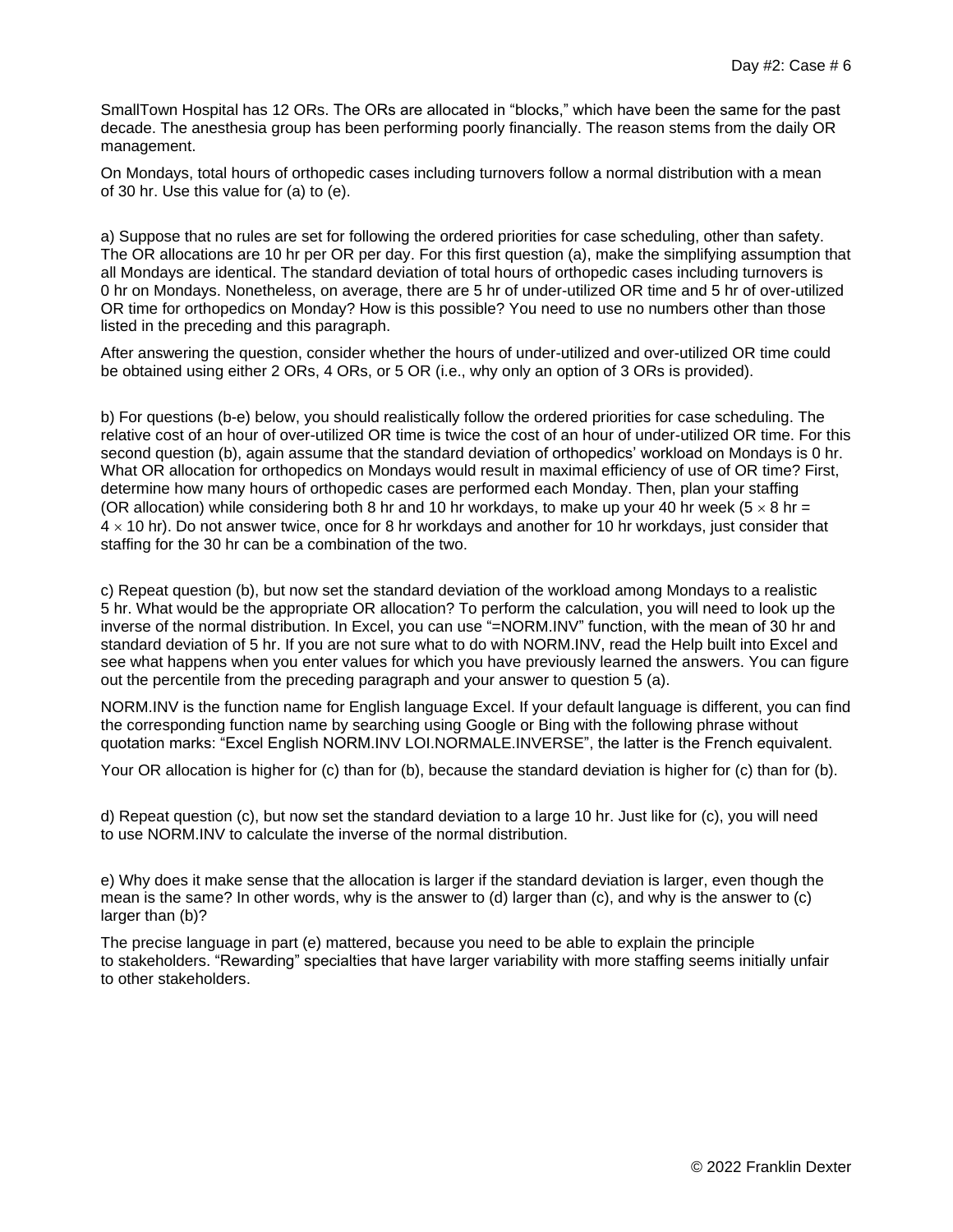SmallTown Hospital has 12 ORs. The ORs are allocated in "blocks," which have been the same for the past decade. The anesthesia group has been performing poorly financially. The reason stems from the daily OR management.

On Mondays, total hours of orthopedic cases including turnovers follow a normal distribution with a mean of 30 hr. Use this value for (a) to (e).

a) Suppose that no rules are set for following the ordered priorities for case scheduling, other than safety. The OR allocations are 10 hr per OR per day. For this first question (a), make the simplifying assumption that all Mondays are identical. The standard deviation of total hours of orthopedic cases including turnovers is 0 hr on Mondays. Nonetheless, on average, there are 5 hr of under-utilized OR time and 5 hr of over-utilized OR time for orthopedics on Monday? How is this possible? You need to use no numbers other than those listed in the preceding and this paragraph.

After answering the question, consider whether the hours of under-utilized and over-utilized OR time could be obtained using either 2 ORs, 4 ORs, or 5 OR (i.e., why only an option of 3 ORs is provided).

b) For questions (b-e) below, you should realistically follow the ordered priorities for case scheduling. The relative cost of an hour of over-utilized OR time is twice the cost of an hour of under-utilized OR time. For this second question (b), again assume that the standard deviation of orthopedics' workload on Mondays is 0 hr. What OR allocation for orthopedics on Mondays would result in maximal efficiency of use of OR time? First, determine how many hours of orthopedic cases are performed each Monday. Then, plan your staffing (OR allocation) while considering both 8 hr and 10 hr workdays, to make up your 40 hr week ($5 \times 8$ hr = $4 \times 10$ hr). Do not answer twice, once for 8 hr workdays and another for 10 hr workdays, just consider that staffing for the 30 hr can be a combination of the two.

c) Repeat question (b), but now set the standard deviation of the workload among Mondays to a realistic 5 hr. What would be the appropriate OR allocation? To perform the calculation, you will need to look up the inverse of the normal distribution. In Excel, you can use "=NORM.INV" function, with the mean of 30 hr and standard deviation of 5 hr. If you are not sure what to do with NORM.INV, read the Help built into Excel and see what happens when you enter values for which you have previously learned the answers. You can figure out the percentile from the preceding paragraph and your answer to question 5 (a).

NORM.INV is the function name for English language Excel. If your default language is different, you can find the corresponding function name by searching using Google or Bing with the following phrase without quotation marks: "Excel English NORM.INV LOI.NORMALE.INVERSE", the latter is the French equivalent.

Your OR allocation is higher for (c) than for (b), because the standard deviation is higher for (c) than for (b).

d) Repeat question (c), but now set the standard deviation to a large 10 hr. Just like for (c), you will need to use NORM.INV to calculate the inverse of the normal distribution.

e) Why does it make sense that the allocation is larger if the standard deviation is larger, even though the mean is the same? In other words, why is the answer to (d) larger than (c), and why is the answer to (c) larger than (b)?

The precise language in part (e) mattered, because you need to be able to explain the principle to stakeholders. "Rewarding" specialties that have larger variability with more staffing seems initially unfair to other stakeholders.

© 2022 Franklin Dexter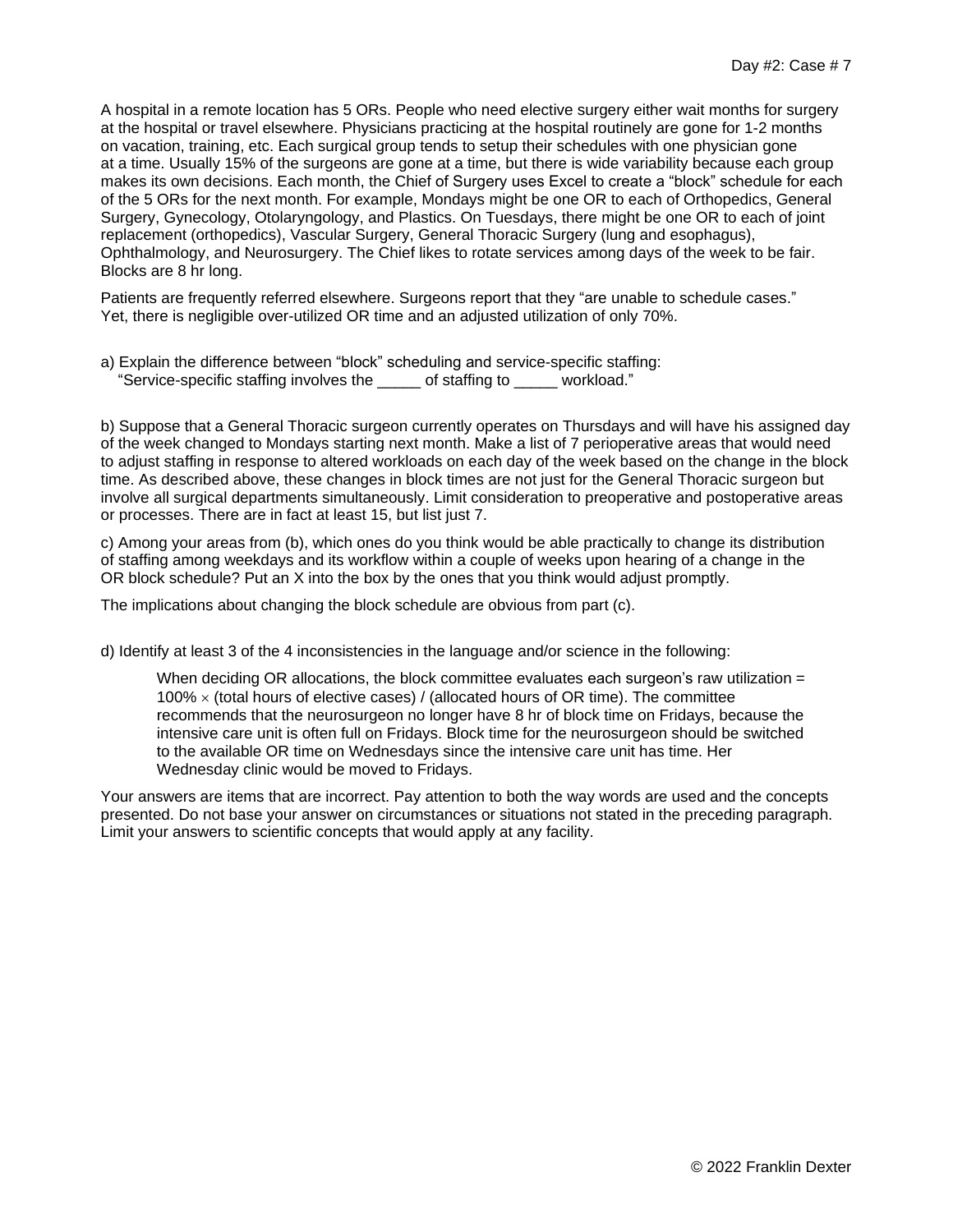Day #2: Case # 7

A hospital in a remote location has 5 ORs. People who need elective surgery either wait months for surgery at the hospital or travel elsewhere. Physicians practicing at the hospital routinely are gone for 1-2 months on vacation, training, etc. Each surgical group tends to setup their schedules with one physician gone at a time. Usually 15% of the surgeons are gone at a time, but there is wide variability because each group makes its own decisions. Each month, the Chief of Surgery uses Excel to create a "block" schedule for each of the 5 ORs for the next month. For example, Mondays might be one OR to each of Orthopedics, General Surgery, Gynecology, Otolaryngology, and Plastics. On Tuesdays, there might be one OR to each of joint replacement (orthopedics), Vascular Surgery, General Thoracic Surgery (lung and esophagus), Ophthalmology, and Neurosurgery. The Chief likes to rotate services among days of the week to be fair. Blocks are 8 hr long.

Patients are frequently referred elsewhere. Surgeons report that they "are unable to schedule cases." Yet, there is negligible over-utilized OR time and an adjusted utilization of only 70%.

a) Explain the difference between "block" scheduling and service-specific staffing:
"Service-specific staffing involves the _____ of staffing to _____ workload."

b) Suppose that a General Thoracic surgeon currently operates on Thursdays and will have his assigned day of the week changed to Mondays starting next month. Make a list of 7 perioperative areas that would need to adjust staffing in response to altered workloads on each day of the week based on the change in the block time. As described above, these changes in block times are not just for the General Thoracic surgeon but involve all surgical departments simultaneously. Limit consideration to preoperative and postoperative areas or processes. There are in fact at least 15, but list just 7.

c) Among your areas from (b), which ones do you think would be able practically to change its distribution of staffing among weekdays and its workflow within a couple of weeks upon hearing of a change in the OR block schedule? Put an X into the box by the ones that you think would adjust promptly.

The implications about changing the block schedule are obvious from part (c).

d) Identify at least 3 of the 4 inconsistencies in the language and/or science in the following:

> When deciding OR allocations, the block committee evaluates each surgeon's raw utilization = 100% $\times$ (total hours of elective cases) / (allocated hours of OR time). The committee recommends that the neurosurgeon no longer have 8 hr of block time on Fridays, because the intensive care unit is often full on Fridays. Block time for the neurosurgeon should be switched to the available OR time on Wednesdays since the intensive care unit has time. Her Wednesday clinic would be moved to Fridays.

Your answers are items that are incorrect. Pay attention to both the way words are used and the concepts presented. Do not base your answer on circumstances or situations not stated in the preceding paragraph. Limit your answers to scientific concepts that would apply at any facility.

© 2022 Franklin Dexter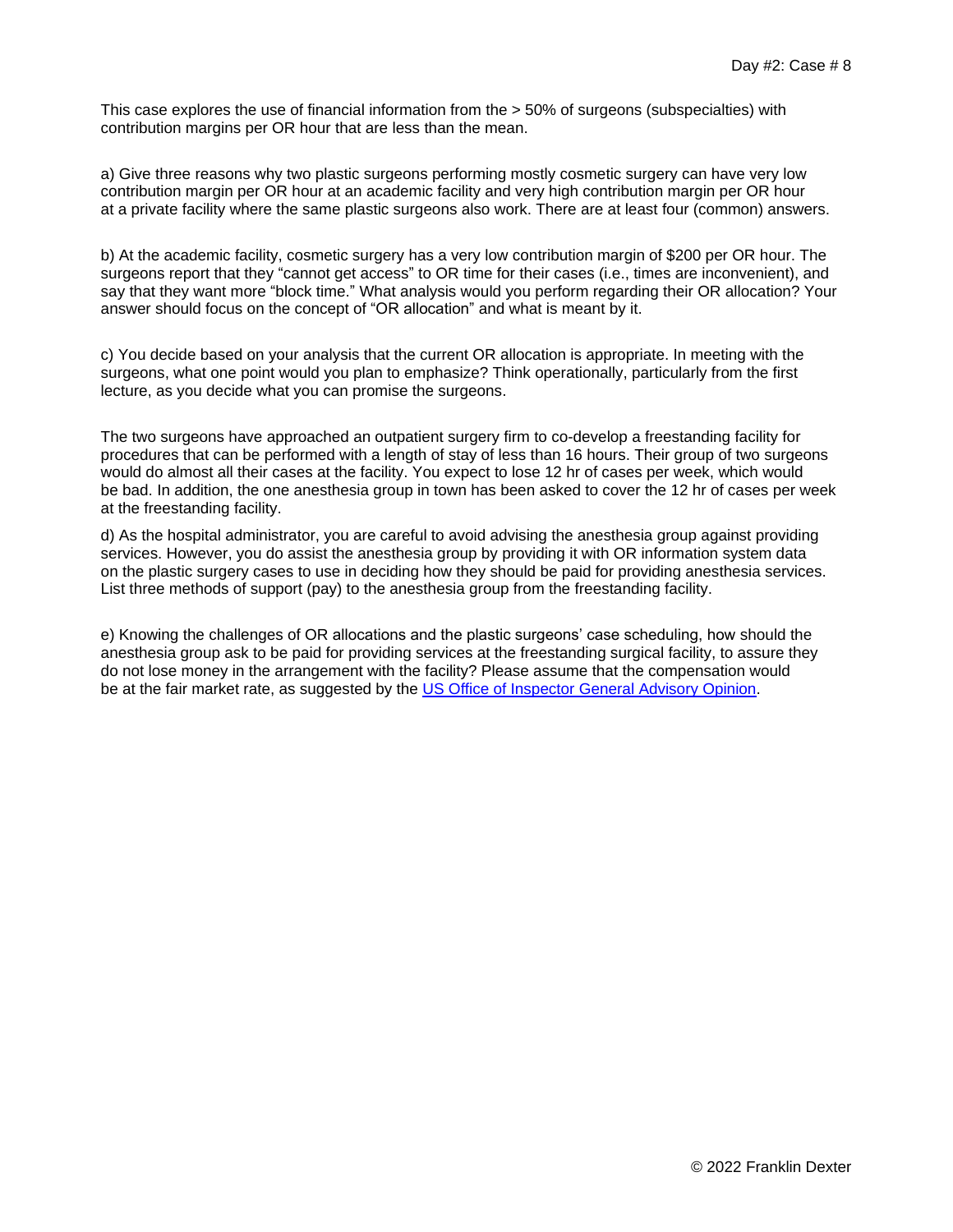This case explores the use of financial information from the > 50% of surgeons (subspecialties) with contribution margins per OR hour that are less than the mean.

a) Give three reasons why two plastic surgeons performing mostly cosmetic surgery can have very low contribution margin per OR hour at an academic facility and very high contribution margin per OR hour at a private facility where the same plastic surgeons also work. There are at least four (common) answers.

b) At the academic facility, cosmetic surgery has a very low contribution margin of $200 per OR hour. The surgeons report that they “cannot get access” to OR time for their cases (i.e., times are inconvenient), and say that they want more “block time.” What analysis would you perform regarding their OR allocation? Your answer should focus on the concept of “OR allocation” and what is meant by it.

c) You decide based on your analysis that the current OR allocation is appropriate. In meeting with the surgeons, what one point would you plan to emphasize? Think operationally, particularly from the first lecture, as you decide what you can promise the surgeons.

The two surgeons have approached an outpatient surgery firm to co-develop a freestanding facility for procedures that can be performed with a length of stay of less than 16 hours. Their group of two surgeons would do almost all their cases at the facility. You expect to lose 12 hr of cases per week, which would be bad. In addition, the one anesthesia group in town has been asked to cover the 12 hr of cases per week at the freestanding facility.

d) As the hospital administrator, you are careful to avoid advising the anesthesia group against providing services. However, you do assist the anesthesia group by providing it with OR information system data on the plastic surgery cases to use in deciding how they should be paid for providing anesthesia services. List three methods of support (pay) to the anesthesia group from the freestanding facility.

e) Knowing the challenges of OR allocations and the plastic surgeons’ case scheduling, how should the anesthesia group ask to be paid for providing services at the freestanding surgical facility, to assure they do not lose money in the arrangement with the facility? Please assume that the compensation would be at the fair market rate, as suggested by the US Office of Inspector General Advisory Opinion.

© 2022 Franklin Dexter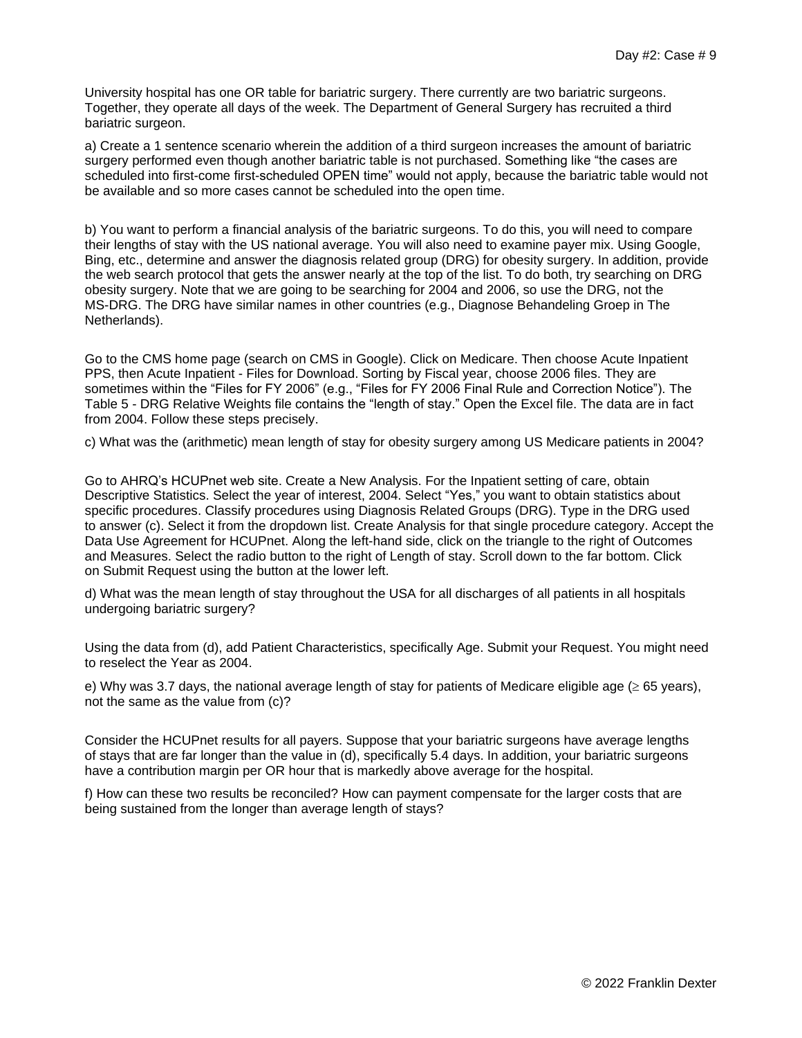Day #2: Case # 9

University hospital has one OR table for bariatric surgery. There currently are two bariatric surgeons. Together, they operate all days of the week. The Department of General Surgery has recruited a third bariatric surgeon.

a) Create a 1 sentence scenario wherein the addition of a third surgeon increases the amount of bariatric surgery performed even though another bariatric table is not purchased. Something like "the cases are scheduled into first-come first-scheduled OPEN time" would not apply, because the bariatric table would not be available and so more cases cannot be scheduled into the open time.

b) You want to perform a financial analysis of the bariatric surgeons. To do this, you will need to compare their lengths of stay with the US national average. You will also need to examine payer mix. Using Google, Bing, etc., determine and answer the diagnosis related group (DRG) for obesity surgery. In addition, provide the web search protocol that gets the answer nearly at the top of the list. To do both, try searching on DRG obesity surgery. Note that we are going to be searching for 2004 and 2006, so use the DRG, not the MS-DRG. The DRG have similar names in other countries (e.g., Diagnose Behandeling Groep in The Netherlands).

Go to the CMS home page (search on CMS in Google). Click on Medicare. Then choose Acute Inpatient PPS, then Acute Inpatient - Files for Download. Sorting by Fiscal year, choose 2006 files. They are sometimes within the "Files for FY 2006" (e.g., "Files for FY 2006 Final Rule and Correction Notice"). The Table 5 - DRG Relative Weights file contains the "length of stay." Open the Excel file. The data are in fact from 2004. Follow these steps precisely.

c) What was the (arithmetic) mean length of stay for obesity surgery among US Medicare patients in 2004?

Go to AHRQ's HCUPnet web site. Create a New Analysis. For the Inpatient setting of care, obtain Descriptive Statistics. Select the year of interest, 2004. Select "Yes," you want to obtain statistics about specific procedures. Classify procedures using Diagnosis Related Groups (DRG). Type in the DRG used to answer (c). Select it from the dropdown list. Create Analysis for that single procedure category. Accept the Data Use Agreement for HCUPnet. Along the left-hand side, click on the triangle to the right of Outcomes and Measures. Select the radio button to the right of Length of stay. Scroll down to the far bottom. Click on Submit Request using the button at the lower left.

d) What was the mean length of stay throughout the USA for all discharges of all patients in all hospitals undergoing bariatric surgery?

Using the data from (d), add Patient Characteristics, specifically Age. Submit your Request. You might need to reselect the Year as 2004.

e) Why was 3.7 days, the national average length of stay for patients of Medicare eligible age ($\geq$ 65 years), not the same as the value from (c)?

Consider the HCUPnet results for all payers. Suppose that your bariatric surgeons have average lengths of stays that are far longer than the value in (d), specifically 5.4 days. In addition, your bariatric surgeons have a contribution margin per OR hour that is markedly above average for the hospital.

f) How can these two results be reconciled? How can payment compensate for the larger costs that are being sustained from the longer than average length of stays?

© 2022 Franklin Dexter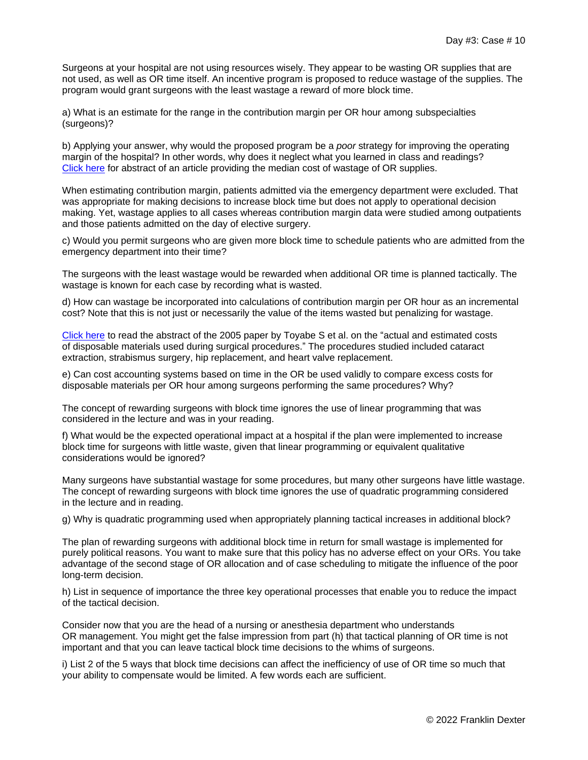Day #3: Case # 10

Surgeons at your hospital are not using resources wisely. They appear to be wasting OR supplies that are not used, as well as OR time itself. An incentive program is proposed to reduce wastage of the supplies. The program would grant surgeons with the least wastage a reward of more block time.

a) What is an estimate for the range in the contribution margin per OR hour among subspecialties (surgeons)?

b) Applying your answer, why would the proposed program be a *poor* strategy for improving the operating margin of the hospital? In other words, why does it neglect what you learned in class and readings? Click here for abstract of an article providing the median cost of wastage of OR supplies.

When estimating contribution margin, patients admitted via the emergency department were excluded. That was appropriate for making decisions to increase block time but does not apply to operational decision making. Yet, wastage applies to all cases whereas contribution margin data were studied among outpatients and those patients admitted on the day of elective surgery.

c) Would you permit surgeons who are given more block time to schedule patients who are admitted from the emergency department into their time?

The surgeons with the least wastage would be rewarded when additional OR time is planned tactically. The wastage is known for each case by recording what is wasted.

d) How can wastage be incorporated into calculations of contribution margin per OR hour as an incremental cost? Note that this is not just or necessarily the value of the items wasted but penalizing for wastage.

Click here to read the abstract of the 2005 paper by Toyabe S et al. on the "actual and estimated costs of disposable materials used during surgical procedures." The procedures studied included cataract extraction, strabismus surgery, hip replacement, and heart valve replacement.

e) Can cost accounting systems based on time in the OR be used validly to compare excess costs for disposable materials per OR hour among surgeons performing the same procedures? Why?

The concept of rewarding surgeons with block time ignores the use of linear programming that was considered in the lecture and was in your reading.

f) What would be the expected operational impact at a hospital if the plan were implemented to increase block time for surgeons with little waste, given that linear programming or equivalent qualitative considerations would be ignored?

Many surgeons have substantial wastage for some procedures, but many other surgeons have little wastage. The concept of rewarding surgeons with block time ignores the use of quadratic programming considered in the lecture and in reading.

g) Why is quadratic programming used when appropriately planning tactical increases in additional block?

The plan of rewarding surgeons with additional block time in return for small wastage is implemented for purely political reasons. You want to make sure that this policy has no adverse effect on your ORs. You take advantage of the second stage of OR allocation and of case scheduling to mitigate the influence of the poor long-term decision.

h) List in sequence of importance the three key operational processes that enable you to reduce the impact of the tactical decision.

Consider now that you are the head of a nursing or anesthesia department who understands OR management. You might get the false impression from part (h) that tactical planning of OR time is not important and that you can leave tactical block time decisions to the whims of surgeons.

i) List 2 of the 5 ways that block time decisions can affect the inefficiency of use of OR time so much that your ability to compensate would be limited. A few words each are sufficient.

© 2022 Franklin Dexter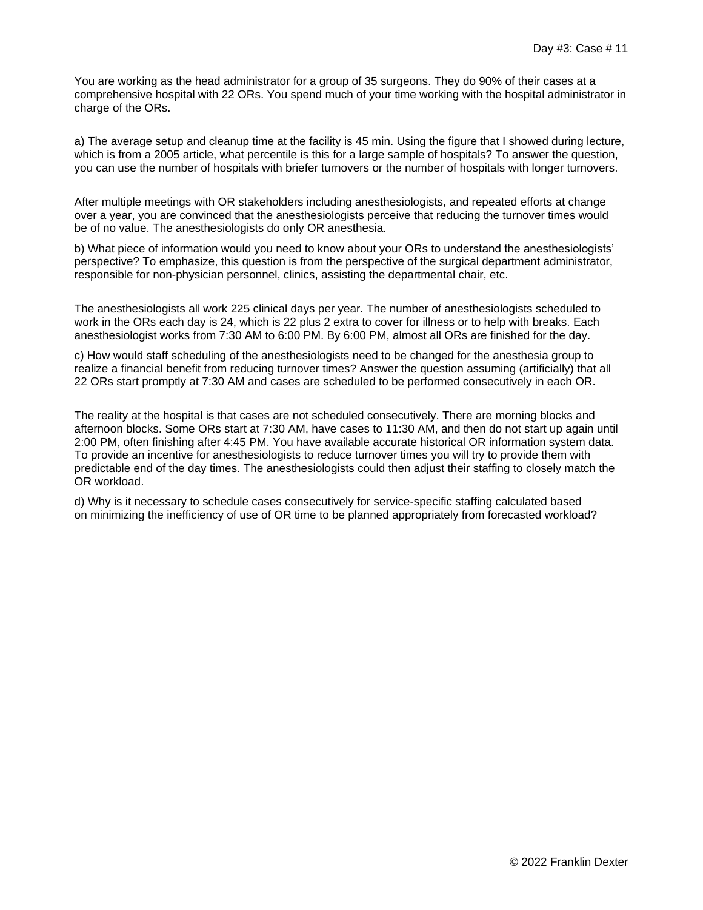Day #3: Case # 11

You are working as the head administrator for a group of 35 surgeons. They do 90% of their cases at a comprehensive hospital with 22 ORs. You spend much of your time working with the hospital administrator in charge of the ORs.

a) The average setup and cleanup time at the facility is 45 min. Using the figure that I showed during lecture, which is from a 2005 article, what percentile is this for a large sample of hospitals? To answer the question, you can use the number of hospitals with briefer turnovers or the number of hospitals with longer turnovers.

After multiple meetings with OR stakeholders including anesthesiologists, and repeated efforts at change over a year, you are convinced that the anesthesiologists perceive that reducing the turnover times would be of no value. The anesthesiologists do only OR anesthesia.

b) What piece of information would you need to know about your ORs to understand the anesthesiologists' perspective? To emphasize, this question is from the perspective of the surgical department administrator, responsible for non-physician personnel, clinics, assisting the departmental chair, etc.

The anesthesiologists all work 225 clinical days per year. The number of anesthesiologists scheduled to work in the ORs each day is 24, which is 22 plus 2 extra to cover for illness or to help with breaks. Each anesthesiologist works from 7:30 AM to 6:00 PM. By 6:00 PM, almost all ORs are finished for the day.

c) How would staff scheduling of the anesthesiologists need to be changed for the anesthesia group to realize a financial benefit from reducing turnover times? Answer the question assuming (artificially) that all 22 ORs start promptly at 7:30 AM and cases are scheduled to be performed consecutively in each OR.

The reality at the hospital is that cases are not scheduled consecutively. There are morning blocks and afternoon blocks. Some ORs start at 7:30 AM, have cases to 11:30 AM, and then do not start up again until 2:00 PM, often finishing after 4:45 PM. You have available accurate historical OR information system data. To provide an incentive for anesthesiologists to reduce turnover times you will try to provide them with predictable end of the day times. The anesthesiologists could then adjust their staffing to closely match the OR workload.

d) Why is it necessary to schedule cases consecutively for service-specific staffing calculated based on minimizing the inefficiency of use of OR time to be planned appropriately from forecasted workload?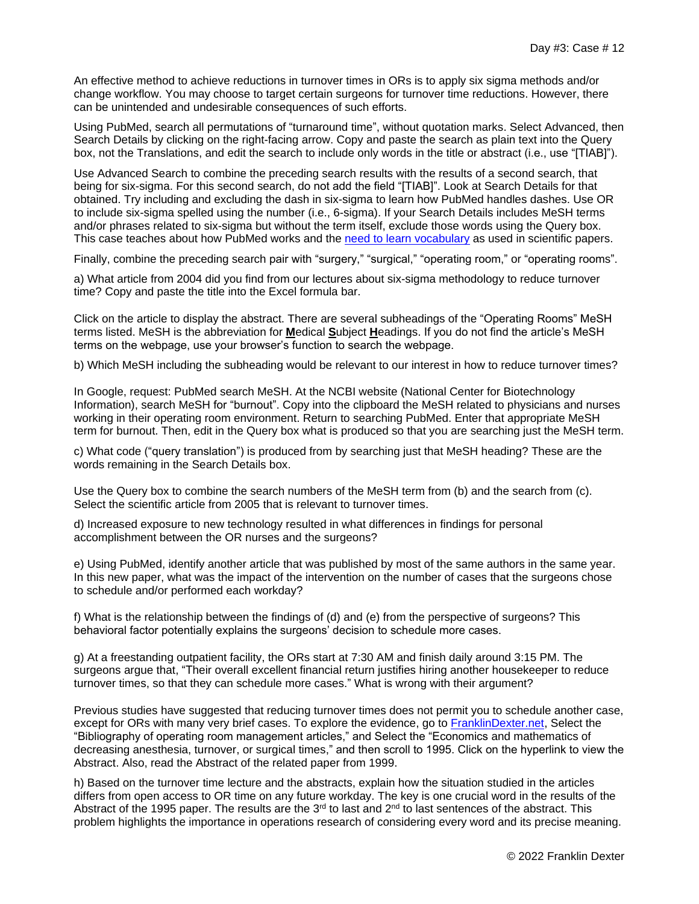Day #3: Case # 12

An effective method to achieve reductions in turnover times in ORs is to apply six sigma methods and/or change workflow. You may choose to target certain surgeons for turnover time reductions. However, there can be unintended and undesirable consequences of such efforts.

Using PubMed, search all permutations of "turnaround time", without quotation marks. Select Advanced, then Search Details by clicking on the right-facing arrow. Copy and paste the search as plain text into the Query box, not the Translations, and edit the search to include only words in the title or abstract (i.e., use "[TIAB]").

Use Advanced Search to combine the preceding search results with the results of a second search, that being for six-sigma. For this second search, do not add the field "[TIAB]". Look at Search Details for that obtained. Try including and excluding the dash in six-sigma to learn how PubMed handles dashes. Use OR to include six-sigma spelled using the number (i.e., 6-sigma). If your Search Details includes MeSH terms and/or phrases related to six-sigma but without the term itself, exclude those words using the Query box. This case teaches about how PubMed works and the need to learn vocabulary as used in scientific papers.

Finally, combine the preceding search pair with "surgery," "surgical," "operating room," or "operating rooms".

a) What article from 2004 did you find from our lectures about six-sigma methodology to reduce turnover time? Copy and paste the title into the Excel formula bar.

Click on the article to display the abstract. There are several subheadings of the "Operating Rooms" MeSH terms listed. MeSH is the abbreviation for **M**edical **S**ubject **H**eadings. If you do not find the article's MeSH terms on the webpage, use your browser's function to search the webpage.

b) Which MeSH including the subheading would be relevant to our interest in how to reduce turnover times?

In Google, request: PubMed search MeSH. At the NCBI website (National Center for Biotechnology Information), search MeSH for "burnout". Copy into the clipboard the MeSH related to physicians and nurses working in their operating room environment. Return to searching PubMed. Enter that appropriate MeSH term for burnout. Then, edit in the Query box what is produced so that you are searching just the MeSH term.

c) What code ("query translation") is produced from by searching just that MeSH heading? These are the words remaining in the Search Details box.

Use the Query box to combine the search numbers of the MeSH term from (b) and the search from (c). Select the scientific article from 2005 that is relevant to turnover times.

d) Increased exposure to new technology resulted in what differences in findings for personal accomplishment between the OR nurses and the surgeons?

e) Using PubMed, identify another article that was published by most of the same authors in the same year. In this new paper, what was the impact of the intervention on the number of cases that the surgeons chose to schedule and/or performed each workday?

f) What is the relationship between the findings of (d) and (e) from the perspective of surgeons? This behavioral factor potentially explains the surgeons' decision to schedule more cases.

g) At a freestanding outpatient facility, the ORs start at 7:30 AM and finish daily around 3:15 PM. The surgeons argue that, "Their overall excellent financial return justifies hiring another housekeeper to reduce turnover times, so that they can schedule more cases." What is wrong with their argument?

Previous studies have suggested that reducing turnover times does not permit you to schedule another case, except for ORs with many very brief cases. To explore the evidence, go to FranklinDexter.net, Select the "Bibliography of operating room management articles," and Select the "Economics and mathematics of decreasing anesthesia, turnover, or surgical times," and then scroll to 1995. Click on the hyperlink to view the Abstract. Also, read the Abstract of the related paper from 1999.

h) Based on the turnover time lecture and the abstracts, explain how the situation studied in the articles differs from open access to OR time on any future workday. The key is one crucial word in the results of the Abstract of the 1995 paper. The results are the 3rd to last and 2nd to last sentences of the abstract. This problem highlights the importance in operations research of considering every word and its precise meaning.

© 2022 Franklin Dexter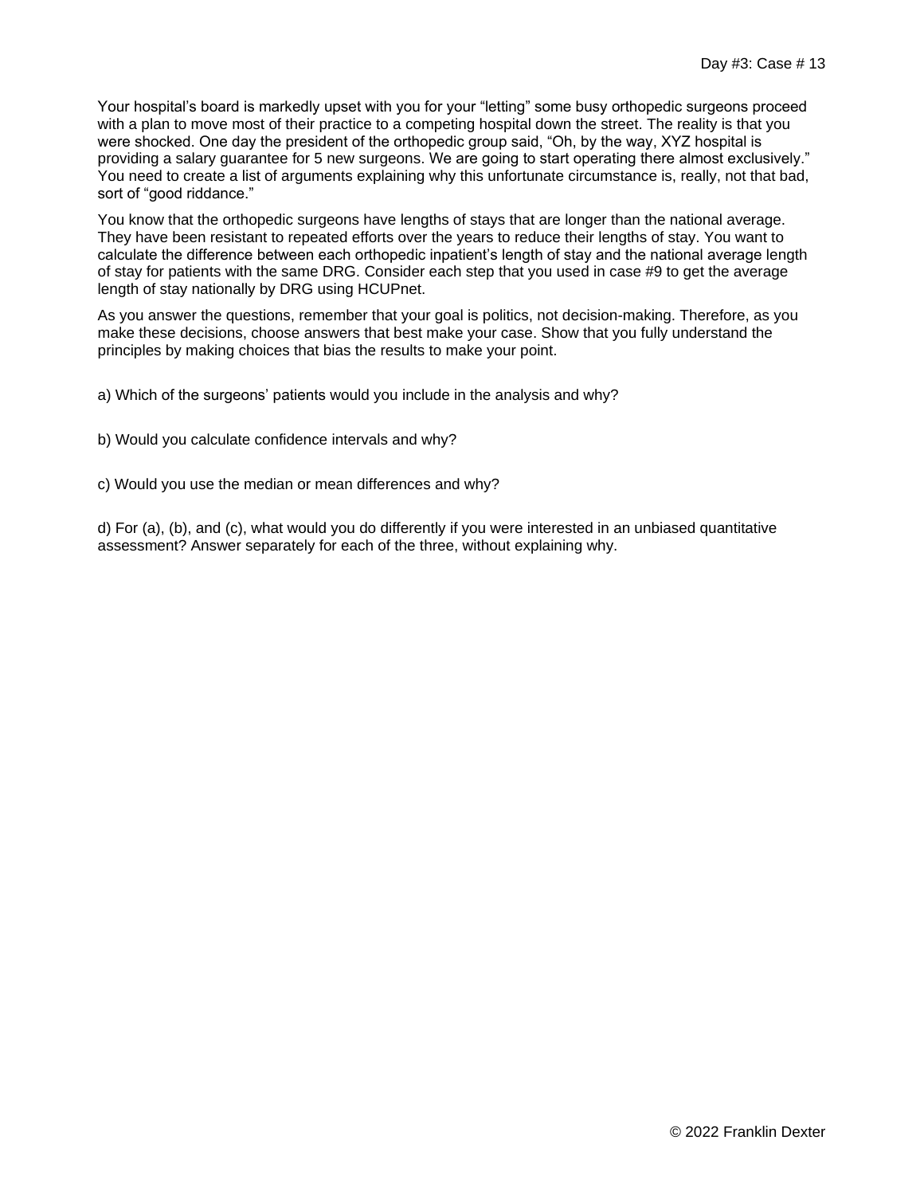Your hospital's board is markedly upset with you for your "letting" some busy orthopedic surgeons proceed with a plan to move most of their practice to a competing hospital down the street. The reality is that you were shocked. One day the president of the orthopedic group said, "Oh, by the way, XYZ hospital is providing a salary guarantee for 5 new surgeons. We are going to start operating there almost exclusively." You need to create a list of arguments explaining why this unfortunate circumstance is, really, not that bad, sort of "good riddance."

You know that the orthopedic surgeons have lengths of stays that are longer than the national average. They have been resistant to repeated efforts over the years to reduce their lengths of stay. You want to calculate the difference between each orthopedic inpatient's length of stay and the national average length of stay for patients with the same DRG. Consider each step that you used in case #9 to get the average length of stay nationally by DRG using HCUPnet.

As you answer the questions, remember that your goal is politics, not decision-making. Therefore, as you make these decisions, choose answers that best make your case. Show that you fully understand the principles by making choices that bias the results to make your point.

a) Which of the surgeons' patients would you include in the analysis and why?

b) Would you calculate confidence intervals and why?

c) Would you use the median or mean differences and why?

d) For (a), (b), and (c), what would you do differently if you were interested in an unbiased quantitative assessment? Answer separately for each of the three, without explaining why.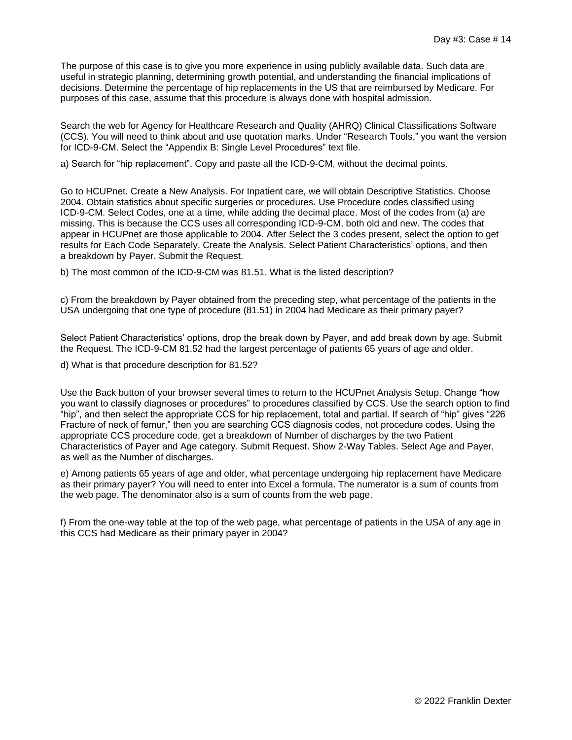The purpose of this case is to give you more experience in using publicly available data. Such data are useful in strategic planning, determining growth potential, and understanding the financial implications of decisions. Determine the percentage of hip replacements in the US that are reimbursed by Medicare. For purposes of this case, assume that this procedure is always done with hospital admission.

Search the web for Agency for Healthcare Research and Quality (AHRQ) Clinical Classifications Software (CCS). You will need to think about and use quotation marks. Under "Research Tools," you want the version for ICD-9-CM. Select the "Appendix B: Single Level Procedures" text file.

a) Search for "hip replacement". Copy and paste all the ICD-9-CM, without the decimal points.

Go to HCUPnet. Create a New Analysis. For Inpatient care, we will obtain Descriptive Statistics. Choose 2004. Obtain statistics about specific surgeries or procedures. Use Procedure codes classified using ICD-9-CM. Select Codes, one at a time, while adding the decimal place. Most of the codes from (a) are missing. This is because the CCS uses all corresponding ICD-9-CM, both old and new. The codes that appear in HCUPnet are those applicable to 2004. After Select the 3 codes present, select the option to get results for Each Code Separately. Create the Analysis. Select Patient Characteristics' options, and then a breakdown by Payer. Submit the Request.

b) The most common of the ICD-9-CM was 81.51. What is the listed description?

c) From the breakdown by Payer obtained from the preceding step, what percentage of the patients in the USA undergoing that one type of procedure (81.51) in 2004 had Medicare as their primary payer?

Select Patient Characteristics' options, drop the break down by Payer, and add break down by age. Submit the Request. The ICD-9-CM 81.52 had the largest percentage of patients 65 years of age and older.

d) What is that procedure description for 81.52?

Use the Back button of your browser several times to return to the HCUPnet Analysis Setup. Change "how you want to classify diagnoses or procedures" to procedures classified by CCS. Use the search option to find "hip", and then select the appropriate CCS for hip replacement, total and partial. If search of "hip" gives "226 Fracture of neck of femur," then you are searching CCS diagnosis codes, not procedure codes. Using the appropriate CCS procedure code, get a breakdown of Number of discharges by the two Patient Characteristics of Payer and Age category. Submit Request. Show 2-Way Tables. Select Age and Payer, as well as the Number of discharges.

e) Among patients 65 years of age and older, what percentage undergoing hip replacement have Medicare as their primary payer? You will need to enter into Excel a formula. The numerator is a sum of counts from the web page. The denominator also is a sum of counts from the web page.

f) From the one-way table at the top of the web page, what percentage of patients in the USA of any age in this CCS had Medicare as their primary payer in 2004?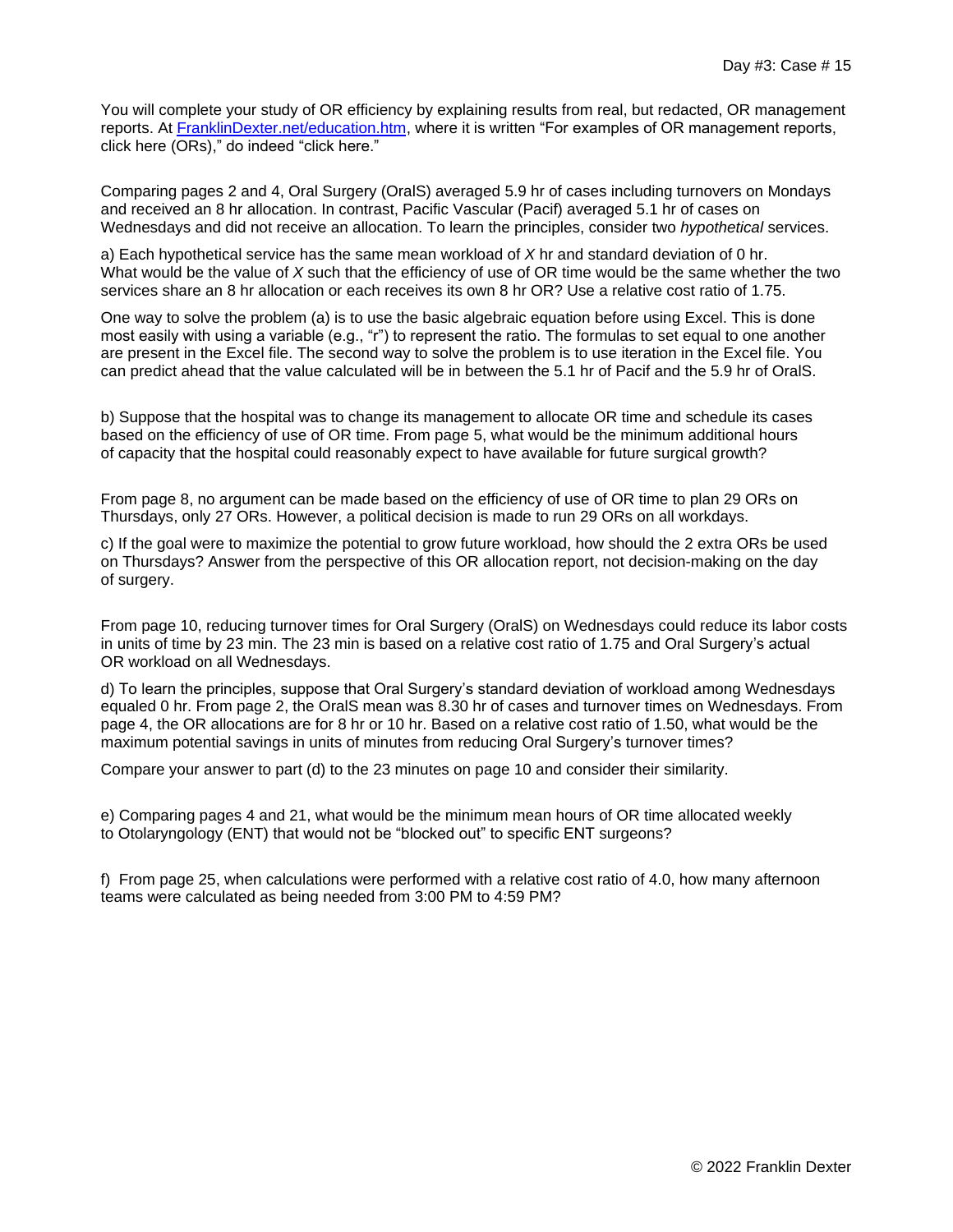Day #3: Case # 15

You will complete your study of OR efficiency by explaining results from real, but redacted, OR management reports. At [FranklinDexter.net/education.htm](FranklinDexter.net/education.htm), where it is written "For examples of OR management reports, click here (ORs)," do indeed "click here."

Comparing pages 2 and 4, Oral Surgery (OralS) averaged 5.9 hr of cases including turnovers on Mondays and received an 8 hr allocation. In contrast, Pacific Vascular (Pacif) averaged 5.1 hr of cases on Wednesdays and did not receive an allocation. To learn the principles, consider two *hypothetical* services.

a) Each hypothetical service has the same mean workload of $X$ hr and standard deviation of 0 hr. What would be the value of $X$ such that the efficiency of use of OR time would be the same whether the two services share an 8 hr allocation or each receives its own 8 hr OR? Use a relative cost ratio of 1.75.

One way to solve the problem (a) is to use the basic algebraic equation before using Excel. This is done most easily with using a variable (e.g., "r") to represent the ratio. The formulas to set equal to one another are present in the Excel file. The second way to solve the problem is to use iteration in the Excel file. You can predict ahead that the value calculated will be in between the 5.1 hr of Pacif and the 5.9 hr of OralS.

b) Suppose that the hospital was to change its management to allocate OR time and schedule its cases based on the efficiency of use of OR time. From page 5, what would be the minimum additional hours of capacity that the hospital could reasonably expect to have available for future surgical growth?

From page 8, no argument can be made based on the efficiency of use of OR time to plan 29 ORs on Thursdays, only 27 ORs. However, a political decision is made to run 29 ORs on all workdays.

c) If the goal were to maximize the potential to grow future workload, how should the 2 extra ORs be used on Thursdays? Answer from the perspective of this OR allocation report, not decision-making on the day of surgery.

From page 10, reducing turnover times for Oral Surgery (OralS) on Wednesdays could reduce its labor costs in units of time by 23 min. The 23 min is based on a relative cost ratio of 1.75 and Oral Surgery's actual OR workload on all Wednesdays.

d) To learn the principles, suppose that Oral Surgery's standard deviation of workload among Wednesdays equaled 0 hr. From page 2, the OralS mean was 8.30 hr of cases and turnover times on Wednesdays. From page 4, the OR allocations are for 8 hr or 10 hr. Based on a relative cost ratio of 1.50, what would be the maximum potential savings in units of minutes from reducing Oral Surgery's turnover times?

Compare your answer to part (d) to the 23 minutes on page 10 and consider their similarity.

e) Comparing pages 4 and 21, what would be the minimum mean hours of OR time allocated weekly to Otolaryngology (ENT) that would not be "blocked out" to specific ENT surgeons?

f) From page 25, when calculations were performed with a relative cost ratio of 4.0, how many afternoon teams were calculated as being needed from 3:00 PM to 4:59 PM?

© 2022 Franklin Dexter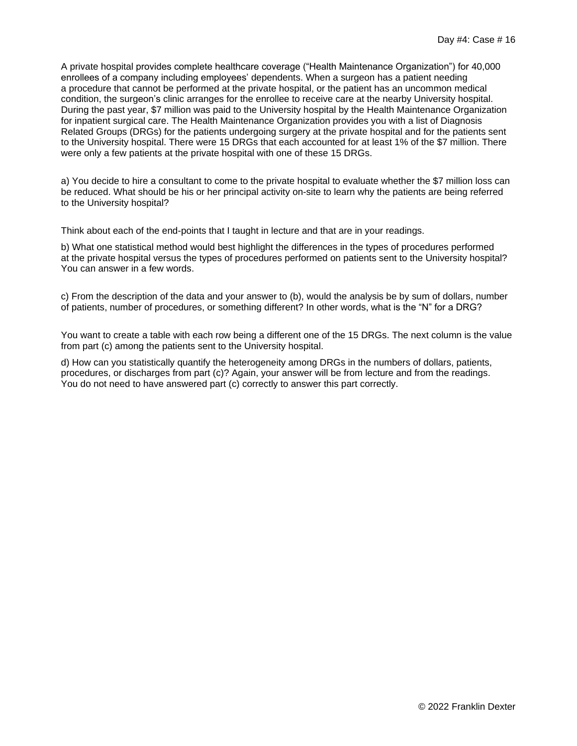A private hospital provides complete healthcare coverage ("Health Maintenance Organization") for 40,000 enrollees of a company including employees' dependents. When a surgeon has a patient needing a procedure that cannot be performed at the private hospital, or the patient has an uncommon medical condition, the surgeon's clinic arranges for the enrollee to receive care at the nearby University hospital. During the past year, $7 million was paid to the University hospital by the Health Maintenance Organization for inpatient surgical care. The Health Maintenance Organization provides you with a list of Diagnosis Related Groups (DRGs) for the patients undergoing surgery at the private hospital and for the patients sent to the University hospital. There were 15 DRGs that each accounted for at least 1% of the $7 million. There were only a few patients at the private hospital with one of these 15 DRGs.

a) You decide to hire a consultant to come to the private hospital to evaluate whether the $7 million loss can be reduced. What should be his or her principal activity on-site to learn why the patients are being referred to the University hospital?

Think about each of the end-points that I taught in lecture and that are in your readings.

b) What one statistical method would best highlight the differences in the types of procedures performed at the private hospital versus the types of procedures performed on patients sent to the University hospital? You can answer in a few words.

c) From the description of the data and your answer to (b), would the analysis be by sum of dollars, number of patients, number of procedures, or something different? In other words, what is the "N" for a DRG?

You want to create a table with each row being a different one of the 15 DRGs. The next column is the value from part (c) among the patients sent to the University hospital.

d) How can you statistically quantify the heterogeneity among DRGs in the numbers of dollars, patients, procedures, or discharges from part (c)? Again, your answer will be from lecture and from the readings. You do not need to have answered part (c) correctly to answer this part correctly.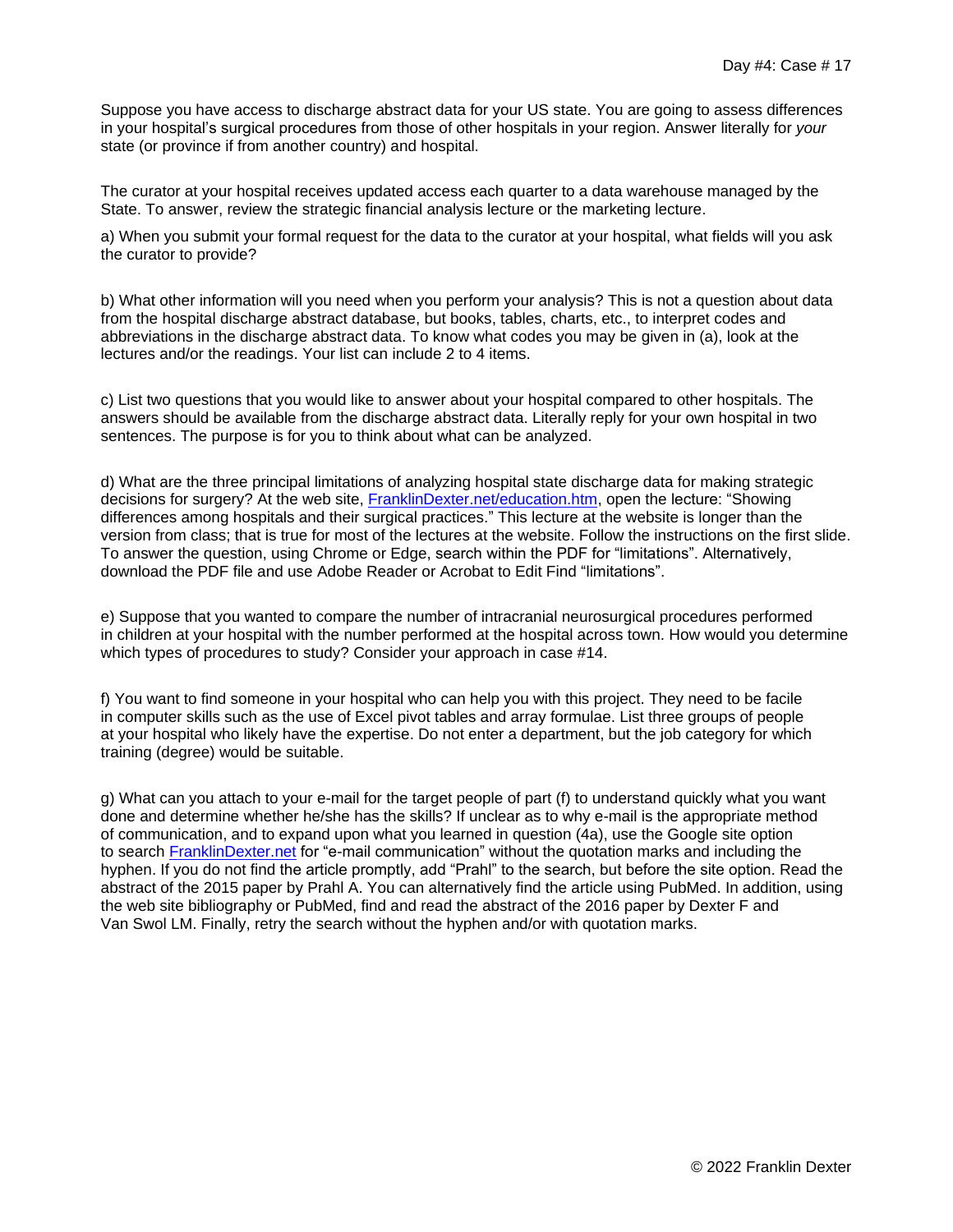Suppose you have access to discharge abstract data for your US state. You are going to assess differences in your hospital's surgical procedures from those of other hospitals in your region. Answer literally for *your* state (or province if from another country) and hospital.

The curator at your hospital receives updated access each quarter to a data warehouse managed by the State. To answer, review the strategic financial analysis lecture or the marketing lecture.

a) When you submit your formal request for the data to the curator at your hospital, what fields will you ask the curator to provide?

b) What other information will you need when you perform your analysis? This is not a question about data from the hospital discharge abstract database, but books, tables, charts, etc., to interpret codes and abbreviations in the discharge abstract data. To know what codes you may be given in (a), look at the lectures and/or the readings. Your list can include 2 to 4 items.

c) List two questions that you would like to answer about your hospital compared to other hospitals. The answers should be available from the discharge abstract data. Literally reply for your own hospital in two sentences. The purpose is for you to think about what can be analyzed.

d) What are the three principal limitations of analyzing hospital state discharge data for making strategic decisions for surgery? At the web site, [FranklinDexter.net/education.htm](FranklinDexter.net/education.htm), open the lecture: "Showing differences among hospitals and their surgical practices." This lecture at the website is longer than the version from class; that is true for most of the lectures at the website. Follow the instructions on the first slide. To answer the question, using Chrome or Edge, search within the PDF for "limitations". Alternatively, download the PDF file and use Adobe Reader or Acrobat to Edit Find "limitations".

e) Suppose that you wanted to compare the number of intracranial neurosurgical procedures performed in children at your hospital with the number performed at the hospital across town. How would you determine which types of procedures to study? Consider your approach in case #14.

f) You want to find someone in your hospital who can help you with this project. They need to be facile in computer skills such as the use of Excel pivot tables and array formulae. List three groups of people at your hospital who likely have the expertise. Do not enter a department, but the job category for which training (degree) would be suitable.

g) What can you attach to your e-mail for the target people of part (f) to understand quickly what you want done and determine whether he/she has the skills? If unclear as to why e-mail is the appropriate method of communication, and to expand upon what you learned in question (4a), use the Google site option to search [FranklinDexter.net](FranklinDexter.net) for "e-mail communication" without the quotation marks and including the hyphen. If you do not find the article promptly, add "Prahl" to the search, but before the site option. Read the abstract of the 2015 paper by Prahl A. You can alternatively find the article using PubMed. In addition, using the web site bibliography or PubMed, find and read the abstract of the 2016 paper by Dexter F and Van Swol LM. Finally, retry the search without the hyphen and/or with quotation marks.

© 2022 Franklin Dexter